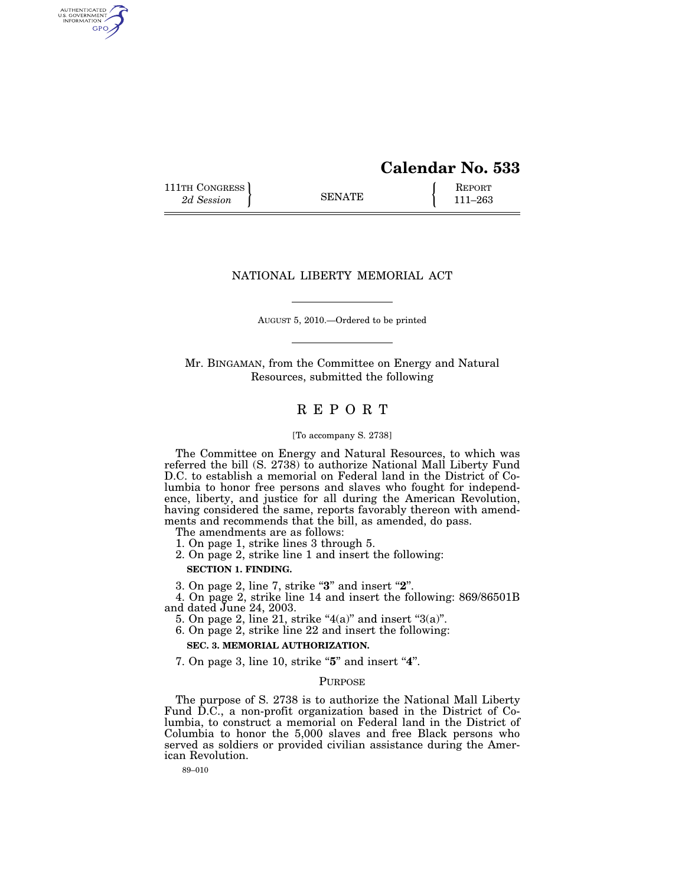# Calendar No. 533

111TH CONGRESS
*2d Session*

SENATE

REPORT
111–263

## NATIONAL LIBERTY MEMORIAL ACT

AUGUST 5, 2010.—Ordered to be printed

Mr. BINGAMAN, from the Committee on Energy and Natural Resources, submitted the following

## REPORT

[To accompany S. 2738]

The Committee on Energy and Natural Resources, to which was referred the bill (S. 2738) to authorize National Mall Liberty Fund D.C. to establish a memorial on Federal land in the District of Columbia to honor free persons and slaves who fought for independence, liberty, and justice for all during the American Revolution, having considered the same, reports favorably thereon with amendments and recommends that the bill, as amended, do pass.

The amendments are as follows:

1. On page 1, strike lines 3 through 5.
2. On page 2, strike line 1 and insert the following:

**SECTION 1. FINDING.**

3. On page 2, line 7, strike "**3**" and insert "**2**".
4. On page 2, strike line 14 and insert the following: 869/86501B and dated June 24, 2003.
5. On page 2, line 21, strike "4(a)" and insert "3(a)".
6. On page 2, strike line 22 and insert the following:

**SEC. 3. MEMORIAL AUTHORIZATION.**

7. On page 3, line 10, strike "**5**" and insert "**4**".

### PURPOSE

The purpose of S. 2738 is to authorize the National Mall Liberty Fund D.C., a non-profit organization based in the District of Columbia, to construct a memorial on Federal land in the District of Columbia to honor the 5,000 slaves and free Black persons who served as soldiers or provided civilian assistance during the American Revolution.

89–010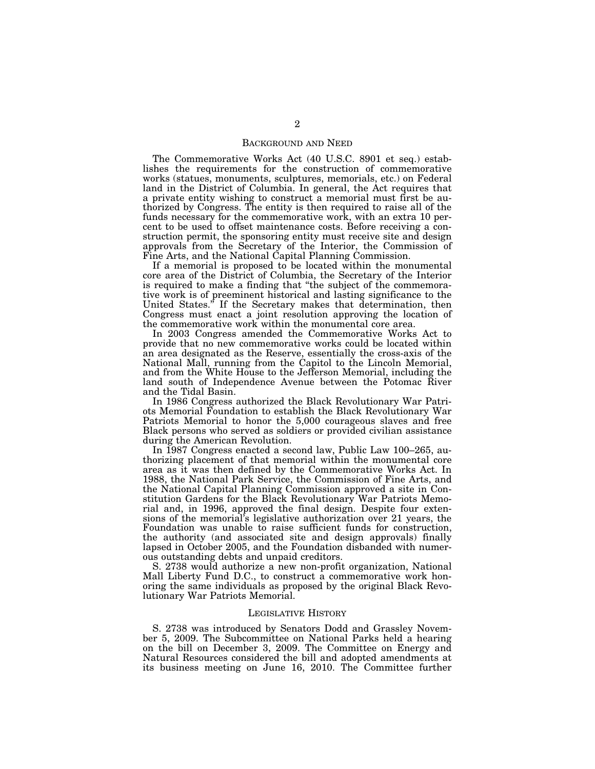## BACKGROUND AND NEED

The Commemorative Works Act (40 U.S.C. 8901 et seq.) establishes the requirements for the construction of commemorative works (statues, monuments, sculptures, memorials, etc.) on Federal land in the District of Columbia. In general, the Act requires that a private entity wishing to construct a memorial must first be authorized by Congress. The entity is then required to raise all of the funds necessary for the commemorative work, with an extra 10 percent to be used to offset maintenance costs. Before receiving a construction permit, the sponsoring entity must receive site and design approvals from the Secretary of the Interior, the Commission of Fine Arts, and the National Capital Planning Commission.

If a memorial is proposed to be located within the monumental core area of the District of Columbia, the Secretary of the Interior is required to make a finding that "the subject of the commemorative work is of preeminent historical and lasting significance to the United States." If the Secretary makes that determination, then Congress must enact a joint resolution approving the location of the commemorative work within the monumental core area.

In 2003 Congress amended the Commemorative Works Act to provide that no new commemorative works could be located within an area designated as the Reserve, essentially the cross-axis of the National Mall, running from the Capitol to the Lincoln Memorial, and from the White House to the Jefferson Memorial, including the land south of Independence Avenue between the Potomac River and the Tidal Basin.

In 1986 Congress authorized the Black Revolutionary War Patriots Memorial Foundation to establish the Black Revolutionary War Patriots Memorial to honor the 5,000 courageous slaves and free Black persons who served as soldiers or provided civilian assistance during the American Revolution.

In 1987 Congress enacted a second law, Public Law 100–265, authorizing placement of that memorial within the monumental core area as it was then defined by the Commemorative Works Act. In 1988, the National Park Service, the Commission of Fine Arts, and the National Capital Planning Commission approved a site in Constitution Gardens for the Black Revolutionary War Patriots Memorial and, in 1996, approved the final design. Despite four extensions of the memorial's legislative authorization over 21 years, the Foundation was unable to raise sufficient funds for construction, the authority (and associated site and design approvals) finally lapsed in October 2005, and the Foundation disbanded with numerous outstanding debts and unpaid creditors.

S. 2738 would authorize a new non-profit organization, National Mall Liberty Fund D.C., to construct a commemorative work honoring the same individuals as proposed by the original Black Revolutionary War Patriots Memorial.

## LEGISLATIVE HISTORY

S. 2738 was introduced by Senators Dodd and Grassley November 5, 2009. The Subcommittee on National Parks held a hearing on the bill on December 3, 2009. The Committee on Energy and Natural Resources considered the bill and adopted amendments at its business meeting on June 16, 2010. The Committee further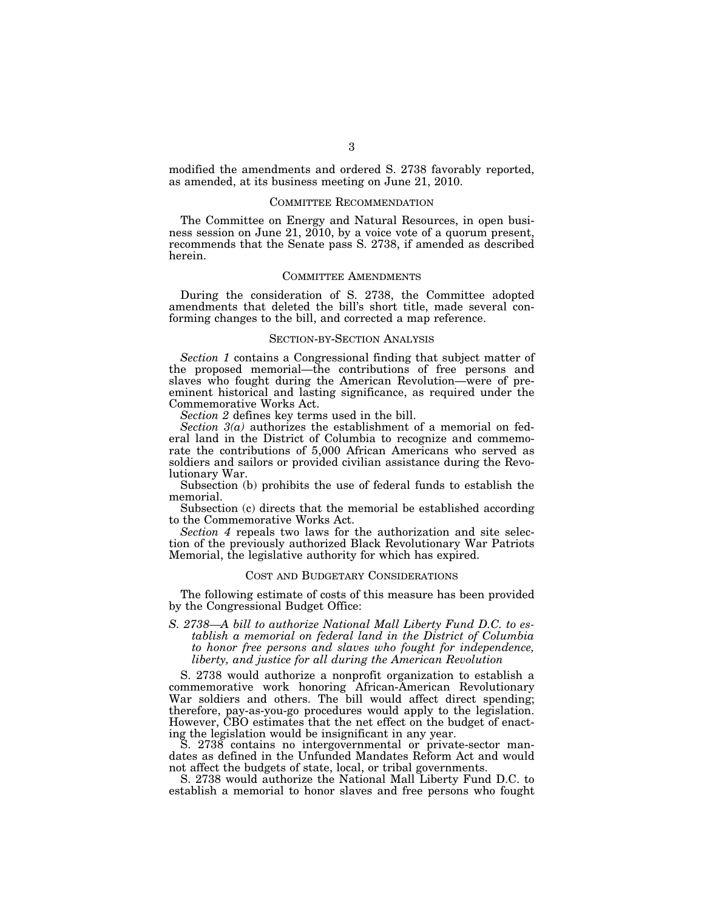modified the amendments and ordered S. 2738 favorably reported, as amended, at its business meeting on June 21, 2010.

## COMMITTEE RECOMMENDATION

The Committee on Energy and Natural Resources, in open business session on June 21, 2010, by a voice vote of a quorum present, recommends that the Senate pass S. 2738, if amended as described herein.

## COMMITTEE AMENDMENTS

During the consideration of S. 2738, the Committee adopted amendments that deleted the bill's short title, made several conforming changes to the bill, and corrected a map reference.

## SECTION-BY-SECTION ANALYSIS

*Section 1* contains a Congressional finding that subject matter of the proposed memorial—the contributions of free persons and slaves who fought during the American Revolution—were of preeminent historical and lasting significance, as required under the Commemorative Works Act.

*Section 2* defines key terms used in the bill.

*Section 3(a)* authorizes the establishment of a memorial on federal land in the District of Columbia to recognize and commemorate the contributions of 5,000 African Americans who served as soldiers and sailors or provided civilian assistance during the Revolutionary War.

Subsection (b) prohibits the use of federal funds to establish the memorial.

Subsection (c) directs that the memorial be established according to the Commemorative Works Act.

*Section 4* repeals two laws for the authorization and site selection of the previously authorized Black Revolutionary War Patriots Memorial, the legislative authority for which has expired.

## COST AND BUDGETARY CONSIDERATIONS

The following estimate of costs of this measure has been provided by the Congressional Budget Office:

*S. 2738—A bill to authorize National Mall Liberty Fund D.C. to establish a memorial on federal land in the District of Columbia to honor free persons and slaves who fought for independence, liberty, and justice for all during the American Revolution*

S. 2738 would authorize a nonprofit organization to establish a commemorative work honoring African-American Revolutionary War soldiers and others. The bill would affect direct spending; therefore, pay-as-you-go procedures would apply to the legislation. However, CBO estimates that the net effect on the budget of enacting the legislation would be insignificant in any year.

S. 2738 contains no intergovernmental or private-sector mandates as defined in the Unfunded Mandates Reform Act and would not affect the budgets of state, local, or tribal governments.

S. 2738 would authorize the National Mall Liberty Fund D.C. to establish a memorial to honor slaves and free persons who fought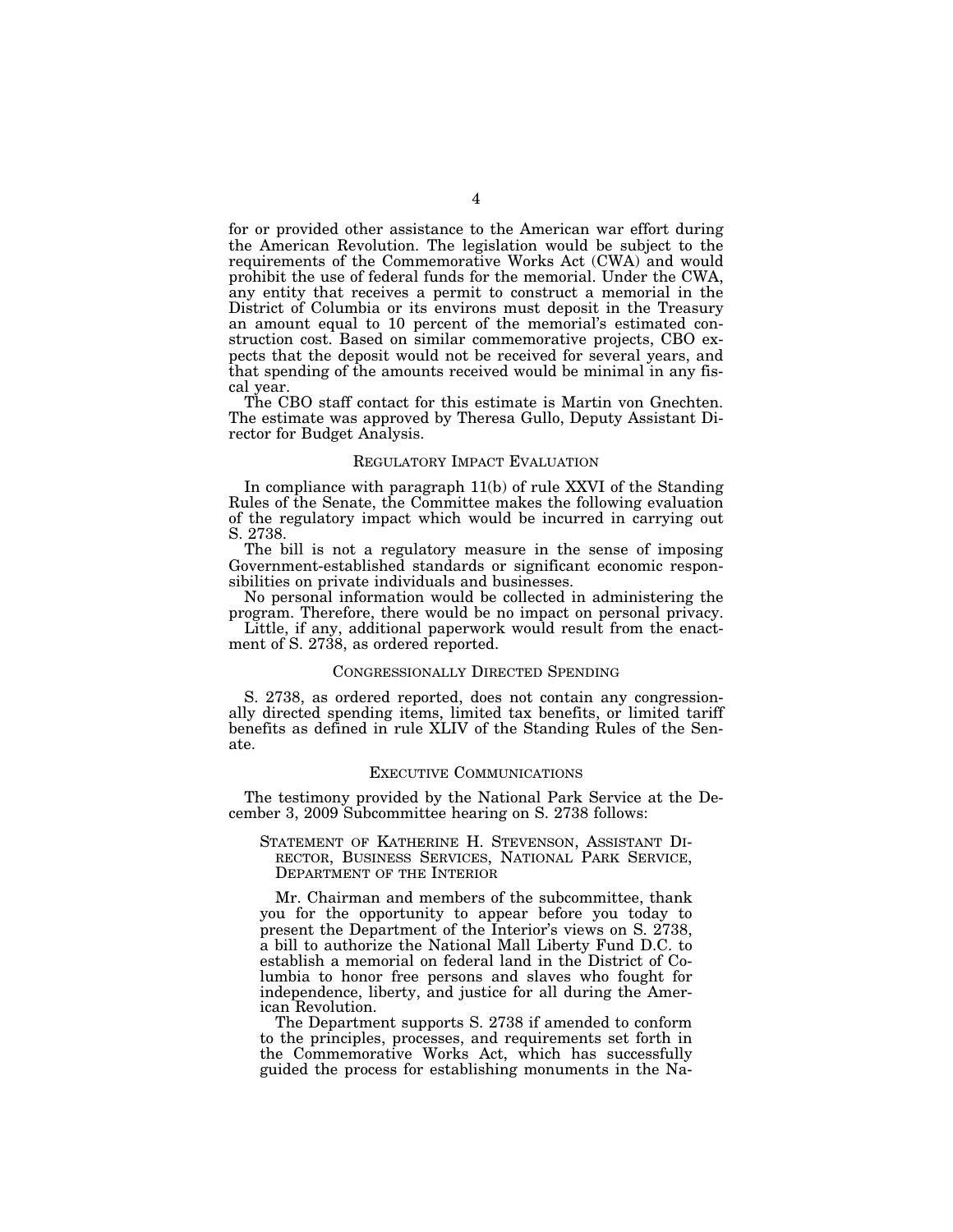for or provided other assistance to the American war effort during the American Revolution. The legislation would be subject to the requirements of the Commemorative Works Act (CWA) and would prohibit the use of federal funds for the memorial. Under the CWA, any entity that receives a permit to construct a memorial in the District of Columbia or its environs must deposit in the Treasury an amount equal to 10 percent of the memorial's estimated construction cost. Based on similar commemorative projects, CBO expects that the deposit would not be received for several years, and that spending of the amounts received would be minimal in any fiscal year.

The CBO staff contact for this estimate is Martin von Gnechten. The estimate was approved by Theresa Gullo, Deputy Assistant Director for Budget Analysis.

## REGULATORY IMPACT EVALUATION

In compliance with paragraph 11(b) of rule XXVI of the Standing Rules of the Senate, the Committee makes the following evaluation of the regulatory impact which would be incurred in carrying out S. 2738.

The bill is not a regulatory measure in the sense of imposing Government-established standards or significant economic responsibilities on private individuals and businesses.

No personal information would be collected in administering the program. Therefore, there would be no impact on personal privacy.

Little, if any, additional paperwork would result from the enactment of S. 2738, as ordered reported.

## CONGRESSIONALLY DIRECTED SPENDING

S. 2738, as ordered reported, does not contain any congressionally directed spending items, limited tax benefits, or limited tariff benefits as defined in rule XLIV of the Standing Rules of the Senate.

## EXECUTIVE COMMUNICATIONS

The testimony provided by the National Park Service at the December 3, 2009 Subcommittee hearing on S. 2738 follows:

### STATEMENT OF KATHERINE H. STEVENSON, ASSISTANT DIRECTOR, BUSINESS SERVICES, NATIONAL PARK SERVICE, DEPARTMENT OF THE INTERIOR

Mr. Chairman and members of the subcommittee, thank you for the opportunity to appear before you today to present the Department of the Interior's views on S. 2738, a bill to authorize the National Mall Liberty Fund D.C. to establish a memorial on federal land in the District of Columbia to honor free persons and slaves who fought for independence, liberty, and justice for all during the American Revolution.

The Department supports S. 2738 if amended to conform to the principles, processes, and requirements set forth in the Commemorative Works Act, which has successfully guided the process for establishing monuments in the Na-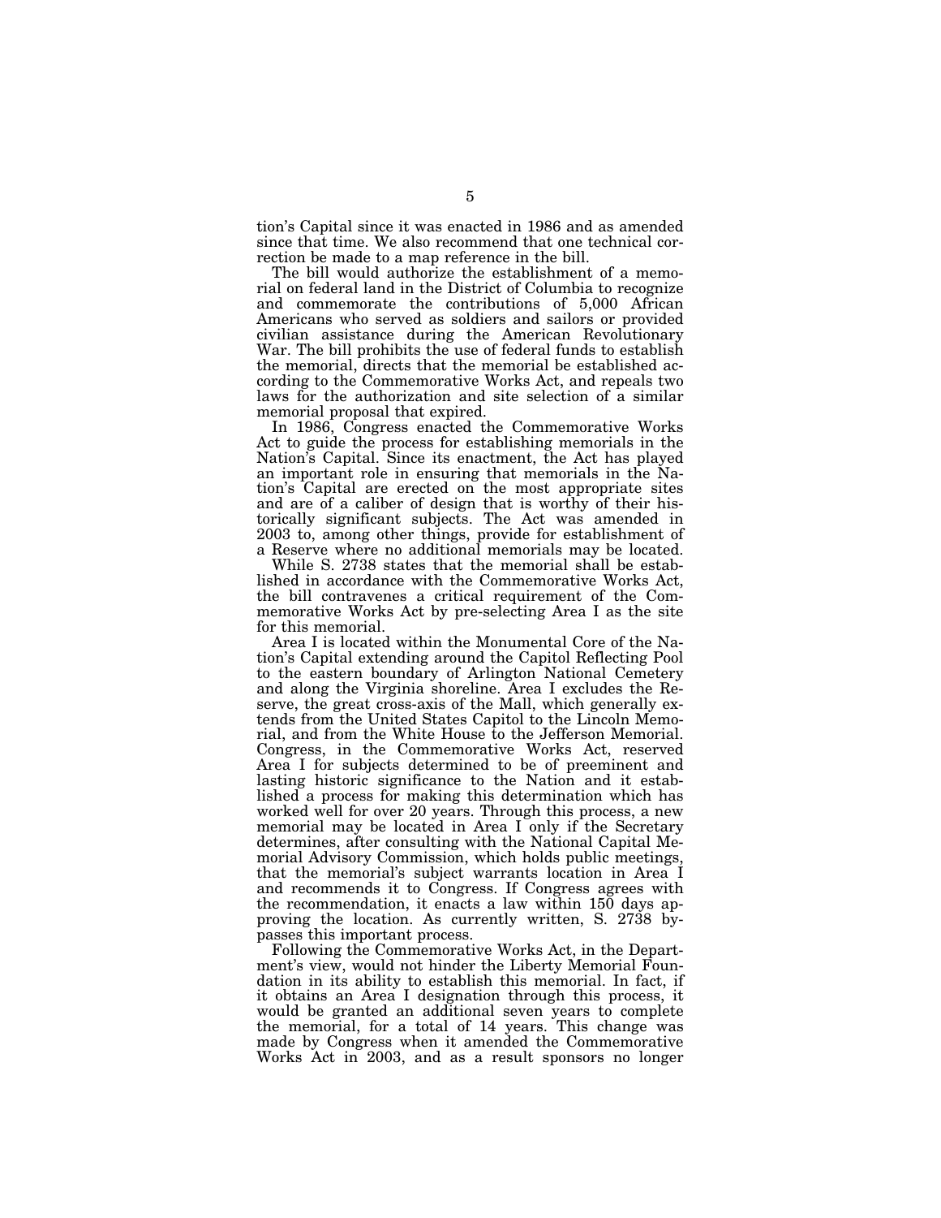tion's Capital since it was enacted in 1986 and as amended since that time. We also recommend that one technical correction be made to a map reference in the bill.

The bill would authorize the establishment of a memorial on federal land in the District of Columbia to recognize and commemorate the contributions of 5,000 African Americans who served as soldiers and sailors or provided civilian assistance during the American Revolutionary War. The bill prohibits the use of federal funds to establish the memorial, directs that the memorial be established according to the Commemorative Works Act, and repeals two laws for the authorization and site selection of a similar memorial proposal that expired.

In 1986, Congress enacted the Commemorative Works Act to guide the process for establishing memorials in the Nation's Capital. Since its enactment, the Act has played an important role in ensuring that memorials in the Nation's Capital are erected on the most appropriate sites and are of a caliber of design that is worthy of their historically significant subjects. The Act was amended in 2003 to, among other things, provide for establishment of a Reserve where no additional memorials may be located.

While S. 2738 states that the memorial shall be established in accordance with the Commemorative Works Act, the bill contravenes a critical requirement of the Commemorative Works Act by pre-selecting Area I as the site for this memorial.

Area I is located within the Monumental Core of the Nation's Capital extending around the Capitol Reflecting Pool to the eastern boundary of Arlington National Cemetery and along the Virginia shoreline. Area I excludes the Reserve, the great cross-axis of the Mall, which generally extends from the United States Capitol to the Lincoln Memorial, and from the White House to the Jefferson Memorial. Congress, in the Commemorative Works Act, reserved Area I for subjects determined to be of preeminent and lasting historic significance to the Nation and it established a process for making this determination which has worked well for over 20 years. Through this process, a new memorial may be located in Area I only if the Secretary determines, after consulting with the National Capital Memorial Advisory Commission, which holds public meetings, that the memorial's subject warrants location in Area I and recommends it to Congress. If Congress agrees with the recommendation, it enacts a law within 150 days approving the location. As currently written, S. 2738 bypasses this important process.

Following the Commemorative Works Act, in the Department's view, would not hinder the Liberty Memorial Foundation in its ability to establish this memorial. In fact, if it obtains an Area I designation through this process, it would be granted an additional seven years to complete the memorial, for a total of 14 years. This change was made by Congress when it amended the Commemorative Works Act in 2003, and as a result sponsors no longer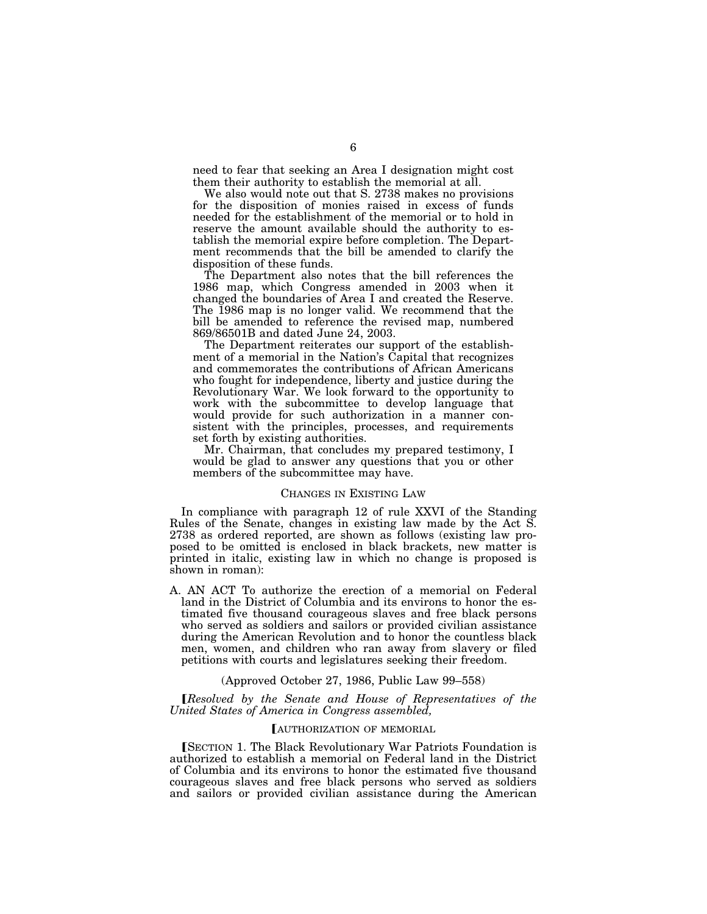need to fear that seeking an Area I designation might cost them their authority to establish the memorial at all.

We also would note out that S. 2738 makes no provisions for the disposition of monies raised in excess of funds needed for the establishment of the memorial or to hold in reserve the amount available should the authority to establish the memorial expire before completion. The Department recommends that the bill be amended to clarify the disposition of these funds.

The Department also notes that the bill references the 1986 map, which Congress amended in 2003 when it changed the boundaries of Area I and created the Reserve. The 1986 map is no longer valid. We recommend that the bill be amended to reference the revised map, numbered 869/86501B and dated June 24, 2003.

The Department reiterates our support of the establishment of a memorial in the Nation's Capital that recognizes and commemorates the contributions of African Americans who fought for independence, liberty and justice during the Revolutionary War. We look forward to the opportunity to work with the subcommittee to develop language that would provide for such authorization in a manner consistent with the principles, processes, and requirements set forth by existing authorities.

Mr. Chairman, that concludes my prepared testimony, I would be glad to answer any questions that you or other members of the subcommittee may have.

## CHANGES IN EXISTING LAW

In compliance with paragraph 12 of rule XXVI of the Standing Rules of the Senate, changes in existing law made by the Act S. 2738 as ordered reported, are shown as follows (existing law proposed to be omitted is enclosed in black brackets, new matter is printed in italic, existing law in which no change is proposed is shown in roman):

A. AN ACT To authorize the erection of a memorial on Federal land in the District of Columbia and its environs to honor the estimated five thousand courageous slaves and free black persons who served as soldiers and sailors or provided civilian assistance during the American Revolution and to honor the countless black men, women, and children who ran away from slavery or filed petitions with courts and legislatures seeking their freedom.

(Approved October 27, 1986, Public Law 99–558)

[*Resolved by the Senate and House of Representatives of the United States of America in Congress assembled,*

[AUTHORIZATION OF MEMORIAL

[SECTION 1. The Black Revolutionary War Patriots Foundation is authorized to establish a memorial on Federal land in the District of Columbia and its environs to honor the estimated five thousand courageous slaves and free black persons who served as soldiers and sailors or provided civilian assistance during the American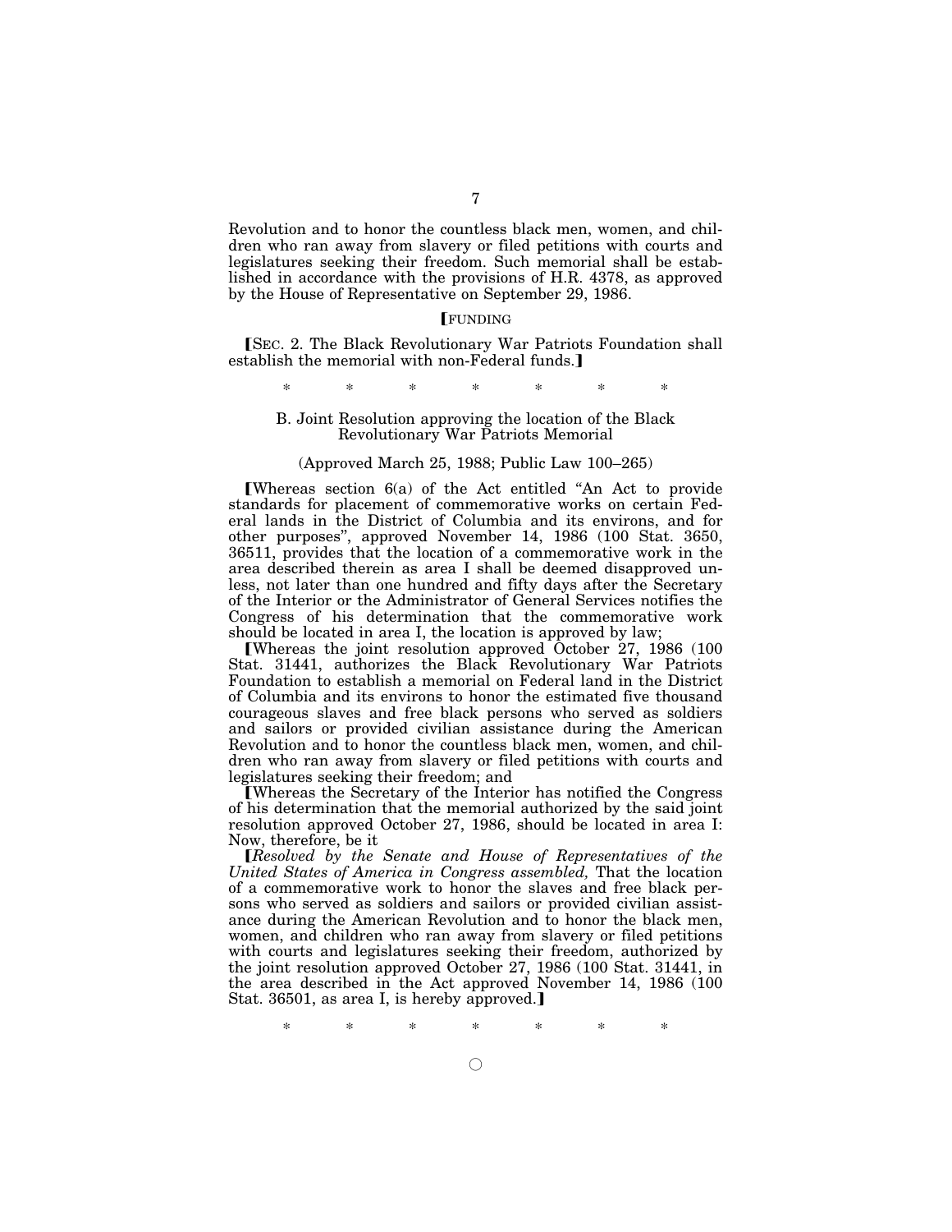Revolution and to honor the countless black men, women, and children who ran away from slavery or filed petitions with courts and legislatures seeking their freedom. Such memorial shall be established in accordance with the provisions of H.R. 4378, as approved by the House of Representative on September 29, 1986.

[FUNDING

[SEC. 2. The Black Revolutionary War Patriots Foundation shall establish the memorial with non-Federal funds.]

\* \* \* \* \* \* \*

B. Joint Resolution approving the location of the Black Revolutionary War Patriots Memorial

(Approved March 25, 1988; Public Law 100–265)

[Whereas section 6(a) of the Act entitled "An Act to provide standards for placement of commemorative works on certain Federal lands in the District of Columbia and its environs, and for other purposes", approved November 14, 1986 (100 Stat. 3650, 36511, provides that the location of a commemorative work in the area described therein as area I shall be deemed disapproved unless, not later than one hundred and fifty days after the Secretary of the Interior or the Administrator of General Services notifies the Congress of his determination that the commemorative work should be located in area I, the location is approved by law;

[Whereas the joint resolution approved October 27, 1986 (100 Stat. 31441, authorizes the Black Revolutionary War Patriots Foundation to establish a memorial on Federal land in the District of Columbia and its environs to honor the estimated five thousand courageous slaves and free black persons who served as soldiers and sailors or provided civilian assistance during the American Revolution and to honor the countless black men, women, and children who ran away from slavery or filed petitions with courts and legislatures seeking their freedom; and

[Whereas the Secretary of the Interior has notified the Congress of his determination that the memorial authorized by the said joint resolution approved October 27, 1986, should be located in area I: Now, therefore, be it

[*Resolved by the Senate and House of Representatives of the United States of America in Congress assembled,* That the location of a commemorative work to honor the slaves and free black persons who served as soldiers and sailors or provided civilian assistance during the American Revolution and to honor the black men, women, and children who ran away from slavery or filed petitions with courts and legislatures seeking their freedom, authorized by the joint resolution approved October 27, 1986 (100 Stat. 31441, in the area described in the Act approved November 14, 1986 (100 Stat. 36501, as area I, is hereby approved.]

\* \* \* \* \* \* \*

○